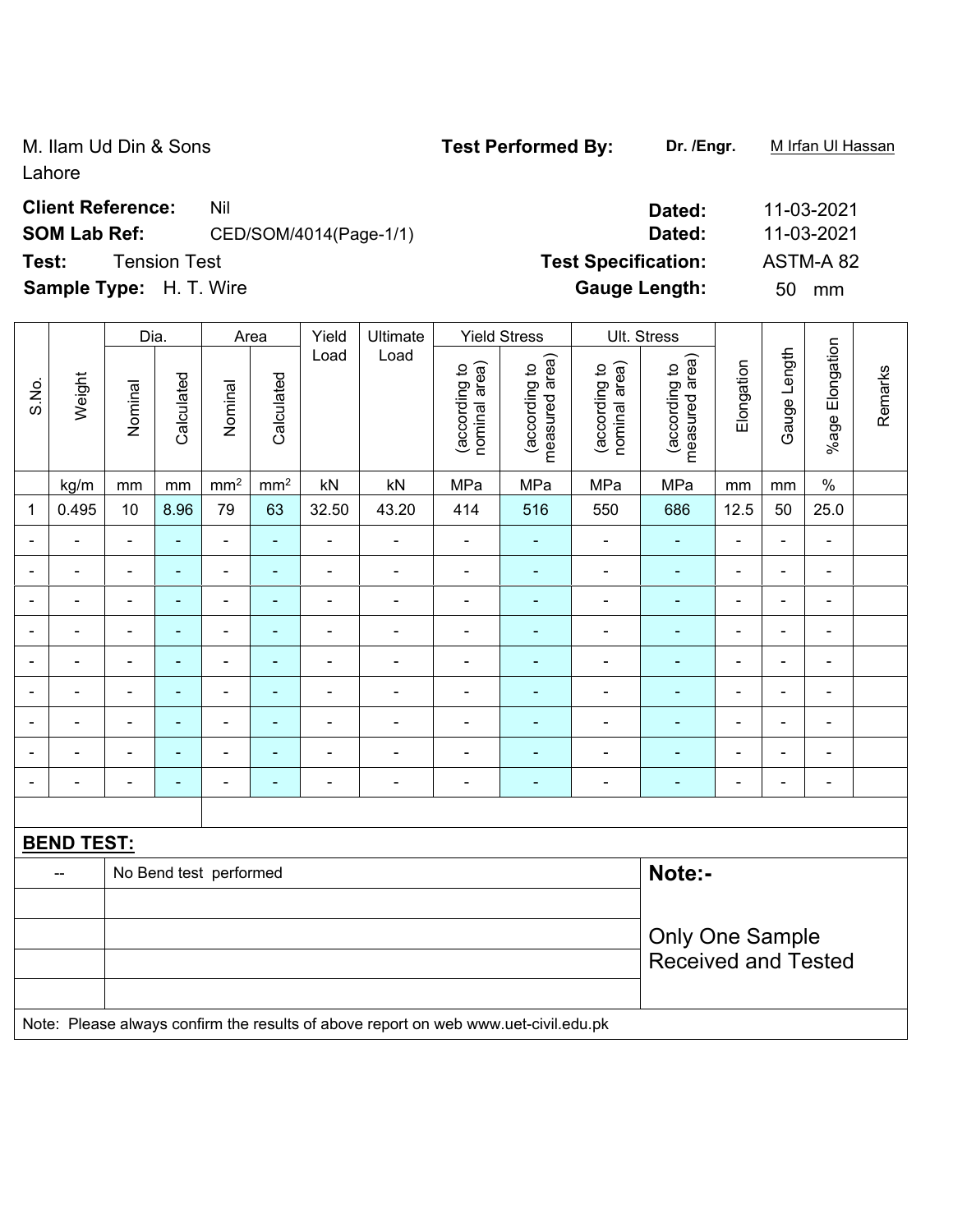M. Ilam Ud Din & Sons
Lahore

**Test Performed By:** **Dr. /Engr.** M Irfan Ul Hassan

**Client Reference:** Nil **Dated:** 11-03-2021

**SOM Lab Ref:** CED/SOM/4014(Page-1/1) **Dated:** 11-03-2021

**Test:** Tension Test **Test Specification:** ASTM-A 82

**Sample Type:** H. T. Wire **Gauge Length:** 50 mm

| S.No. | Weight | Dia. | | Area | | Yield Load | Ultimate Load | Yield Stress | | Ult. Stress | | Elongation | Gauge Length | %age Elongation | Remarks |
|---|---|---|---|---|---|---|---|---|---|---|---|---|---|---|---|
| | | Nominal | Calculated | Nominal | Calculated | | | (according to nominal area) | (according to measured area) | (according to nominal area) | (according to measured area) | | | | |
| | kg/m | mm | mm | $mm^2$ | $mm^2$ | kN | kN | MPa | MPa | MPa | MPa | mm | mm | % | |
| 1 | 0.495 | 10 | 8.96 | 79 | 63 | 32.50 | 43.20 | 414 | 516 | 550 | 686 | 12.5 | 50 | 25.0 | |
| - | - | - | - | - | - | - | - | - | - | - | - | - | - | - | |
| - | - | - | - | - | - | - | - | - | - | - | - | - | - | - | |
| - | - | - | - | - | - | - | - | - | - | - | - | - | - | - | |
| - | - | - | - | - | - | - | - | - | - | - | - | - | - | - | |
| - | - | - | - | - | - | - | - | - | - | - | - | - | - | - | |
| - | - | - | - | - | - | - | - | - | - | - | - | - | - | - | |
| - | - | - | - | - | - | - | - | - | - | - | - | - | - | - | |
| - | - | - | - | - | - | - | - | - | - | - | - | - | - | - | |
| - | - | - | - | - | - | - | - | - | - | - | - | - | - | - | |

**BEND TEST:**

| -- | No Bend test performed |
|---|---|

**Note:-**

Only One Sample Received and Tested

Note: Please always confirm the results of above report on web www.uet-civil.edu.pk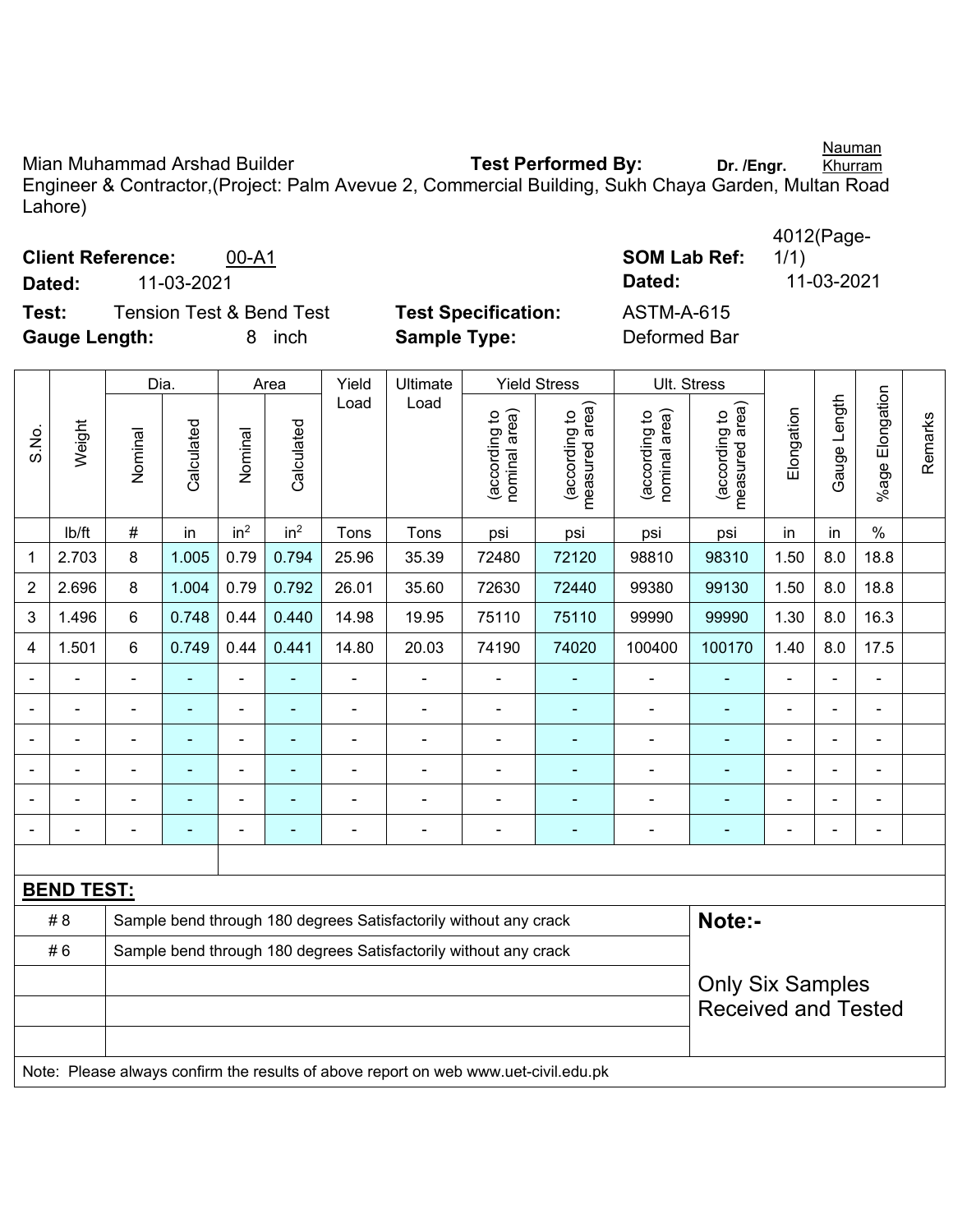Mian Muhammad Arshad Builder **Test Performed By:** **Dr. /Engr.** Nauman Khurram

Engineer & Contractor,(Project: Palm Avevue 2, Commercial Building, Sukh Chaya Garden, Multan Road Lahore)

**Client Reference:** 00-A1 **SOM Lab Ref:** 4012(Page-1/1)

**Dated:** 11-03-2021 **Dated:** 11-03-2021

**Test:** Tension Test & Bend Test **Test Specification:** ASTM-A-615

**Gauge Length:** 8 inch **Sample Type:** Deformed Bar

| S.No. | Weight | Dia. | | Area | | Yield Load | Ultimate Load | Yield Stress | | Ult. Stress | | Elongation | Gauge Length | %age Elongation | Remarks |
|---|---|---|---|---|---|---|---|---|---|---|---|---|---|---|---|
| | | Nominal | Calculated | Nominal | Calculated | | | (according to nominal area) | (according to measured area) | (according to nominal area) | (according to measured area) | | | | |
| | lb/ft | # | in | $in^2$ | $in^2$ | Tons | Tons | psi | psi | psi | psi | in | in | % | |
| 1 | 2.703 | 8 | 1.005 | 0.79 | 0.794 | 25.96 | 35.39 | 72480 | 72120 | 98810 | 98310 | 1.50 | 8.0 | 18.8 | |
| 2 | 2.696 | 8 | 1.004 | 0.79 | 0.792 | 26.01 | 35.60 | 72630 | 72440 | 99380 | 99130 | 1.50 | 8.0 | 18.8 | |
| 3 | 1.496 | 6 | 0.748 | 0.44 | 0.440 | 14.98 | 19.95 | 75110 | 75110 | 99990 | 99990 | 1.30 | 8.0 | 16.3 | |
| 4 | 1.501 | 6 | 0.749 | 0.44 | 0.441 | 14.80 | 20.03 | 74190 | 74020 | 100400 | 100170 | 1.40 | 8.0 | 17.5 | |
| - | - | - | - | - | - | - | - | - | - | - | - | - | - | - | |
| - | - | - | - | - | - | - | - | - | - | - | - | - | - | - | |
| - | - | - | - | - | - | - | - | - | - | - | - | - | - | - | |
| - | - | - | - | - | - | - | - | - | - | - | - | - | - | - | |
| - | - | - | - | - | - | - | - | - | - | - | - | - | - | - | |
| - | - | - | - | - | - | - | - | - | - | - | - | - | - | - | |

**BEND TEST:**

| | | |
|---|---|---|
| # 8 | Sample bend through 180 degrees Satisfactorily without any crack | **Note:-** |
| # 6 | Sample bend through 180 degrees Satisfactorily without any crack | Only Six Samples Received and Tested |

Note: Please always confirm the results of above report on web www.uet-civil.edu.pk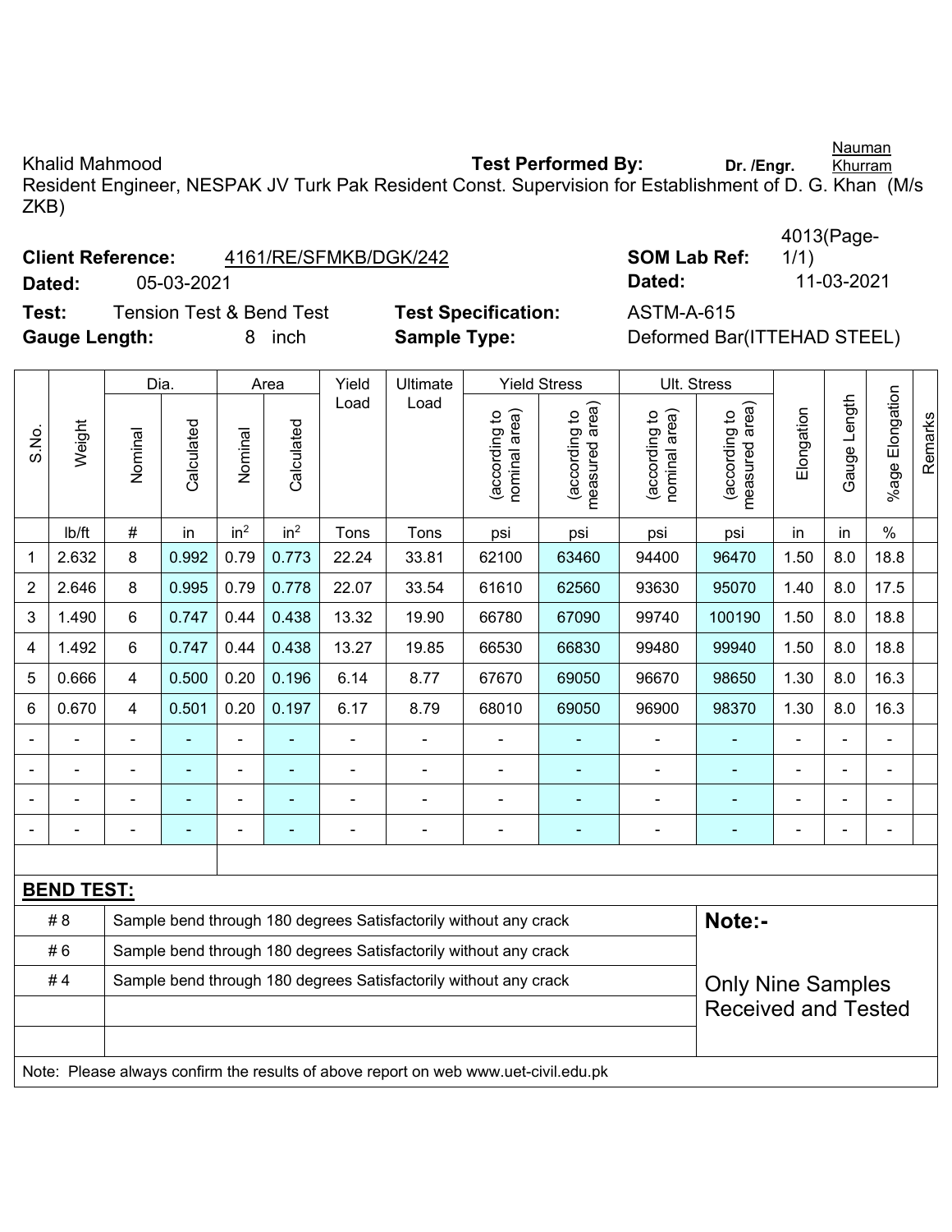Khalid Mahmood **Test Performed By:** **Dr. /Engr.** Nauman Khurram

Resident Engineer, NESPAK JV Turk Pak Resident Const. Supervision for Establishment of D. G. Khan (M/s ZKB)

**Client Reference:** 4161/RE/SFMKB/DGK/242 **SOM Lab Ref:** 4013(Page-1/1)

**Dated:** 05-03-2021 **Dated:** 11-03-2021

**Test:** Tension Test & Bend Test **Test Specification:** ASTM-A-615

**Gauge Length:** 8 inch **Sample Type:** Deformed Bar(ITTEHAD STEEL)

| S.No. | Weight | Dia. | | Area | | Yield Load | Ultimate Load | Yield Stress | | Ult. Stress | | Elongation | Gauge Length | %age Elongation | Remarks |
|---|---|---|---|---|---|---|---|---|---|---|---|---|---|---|---|
| | | Nominal | Calculated | Nominal | Calculated | | | (according to nominal area) | (according to measured area) | (according to nominal area) | (according to measured area) | | | | |
| | lb/ft | # | in | $in^2$ | $in^2$ | Tons | Tons | psi | psi | psi | psi | in | in | % | |
| 1 | 2.632 | 8 | 0.992 | 0.79 | 0.773 | 22.24 | 33.81 | 62100 | 63460 | 94400 | 96470 | 1.50 | 8.0 | 18.8 | |
| 2 | 2.646 | 8 | 0.995 | 0.79 | 0.778 | 22.07 | 33.54 | 61610 | 62560 | 93630 | 95070 | 1.40 | 8.0 | 17.5 | |
| 3 | 1.490 | 6 | 0.747 | 0.44 | 0.438 | 13.32 | 19.90 | 66780 | 67090 | 99740 | 100190 | 1.50 | 8.0 | 18.8 | |
| 4 | 1.492 | 6 | 0.747 | 0.44 | 0.438 | 13.27 | 19.85 | 66530 | 66830 | 99480 | 99940 | 1.50 | 8.0 | 18.8 | |
| 5 | 0.666 | 4 | 0.500 | 0.20 | 0.196 | 6.14 | 8.77 | 67670 | 69050 | 96670 | 98650 | 1.30 | 8.0 | 16.3 | |
| 6 | 0.670 | 4 | 0.501 | 0.20 | 0.197 | 6.17 | 8.79 | 68010 | 69050 | 96900 | 98370 | 1.30 | 8.0 | 16.3 | |
| - | - | - | - | - | - | - | - | - | - | - | - | - | - | - | |
| - | - | - | - | - | - | - | - | - | - | - | - | - | - | - | |
| - | - | - | - | - | - | - | - | - | - | - | - | - | - | - | |
| - | - | - | - | - | - | - | - | - | - | - | - | - | - | - | |

**BEND TEST:**

| | | |
|---|---|---|
| # 8 | Sample bend through 180 degrees Satisfactorily without any crack | **Note:-** |
| # 6 | Sample bend through 180 degrees Satisfactorily without any crack | |
| # 4 | Sample bend through 180 degrees Satisfactorily without any crack | Only Nine Samples Received and Tested |

Note: Please always confirm the results of above report on web www.uet-civil.edu.pk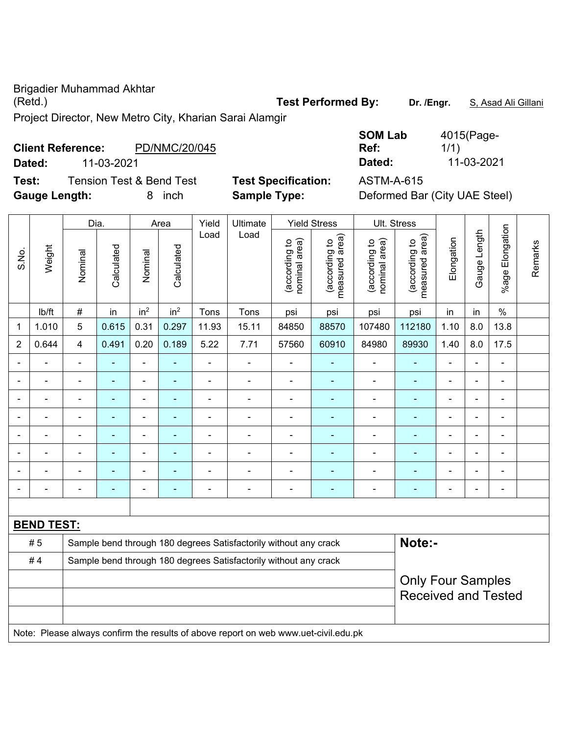Brigadier Muhammad Akhtar (Retd.)

Project Director, New Metro City, Kharian Sarai Alamgir

**Test Performed By:** Dr. /Engr. S, Asad Ali Gillani

**Client Reference:** PD/NMC/20/045

**Dated:** 11-03-2021

**SOM Lab Ref:** 4015(Page-1/1)

**Dated:** 11-03-2021

**Test:** Tension Test & Bend Test

**Test Specification:** ASTM-A-615

**Gauge Length:** 8 inch

**Sample Type:** Deformed Bar (City UAE Steel)

| S.No. | Weight | Dia. | | Area | | Yield Load | Ultimate Load | Yield Stress | | Ult. Stress | | Elongation | Gauge Length | %age Elongation | Remarks |
|---|---|---|---|---|---|---|---|---|---|---|---|---|---|---|---|
| | | Nominal | Calculated | Nominal | Calculated | | | (according to nominal area) | (according to measured area) | (according to nominal area) | (according to measured area) | | | | |
| | lb/ft | # | in | in$^2$ | in$^2$ | Tons | Tons | psi | psi | psi | psi | in | in | % | |
| 1 | 1.010 | 5 | 0.615 | 0.31 | 0.297 | 11.93 | 15.11 | 84850 | 88570 | 107480 | 112180 | 1.10 | 8.0 | 13.8 | |
| 2 | 0.644 | 4 | 0.491 | 0.20 | 0.189 | 5.22 | 7.71 | 57560 | 60910 | 84980 | 89930 | 1.40 | 8.0 | 17.5 | |
| - | - | - | - | - | - | - | - | - | - | - | - | - | - | - | |
| - | - | - | - | - | - | - | - | - | - | - | - | - | - | - | |
| - | - | - | - | - | - | - | - | - | - | - | - | - | - | - | |
| - | - | - | - | - | - | - | - | - | - | - | - | - | - | - | |
| - | - | - | - | - | - | - | - | - | - | - | - | - | - | - | |
| - | - | - | - | - | - | - | - | - | - | - | - | - | - | - | |
| - | - | - | - | - | - | - | - | - | - | - | - | - | - | - | |
| - | - | - | - | - | - | - | - | - | - | - | - | - | - | - | |

**BEND TEST:**

| | |
|---|---|
| # 5 | Sample bend through 180 degrees Satisfactorily without any crack |
| # 4 | Sample bend through 180 degrees Satisfactorily without any crack |

**Note:-**

Only Four Samples Received and Tested

Note: Please always confirm the results of above report on web www.uet-civil.edu.pk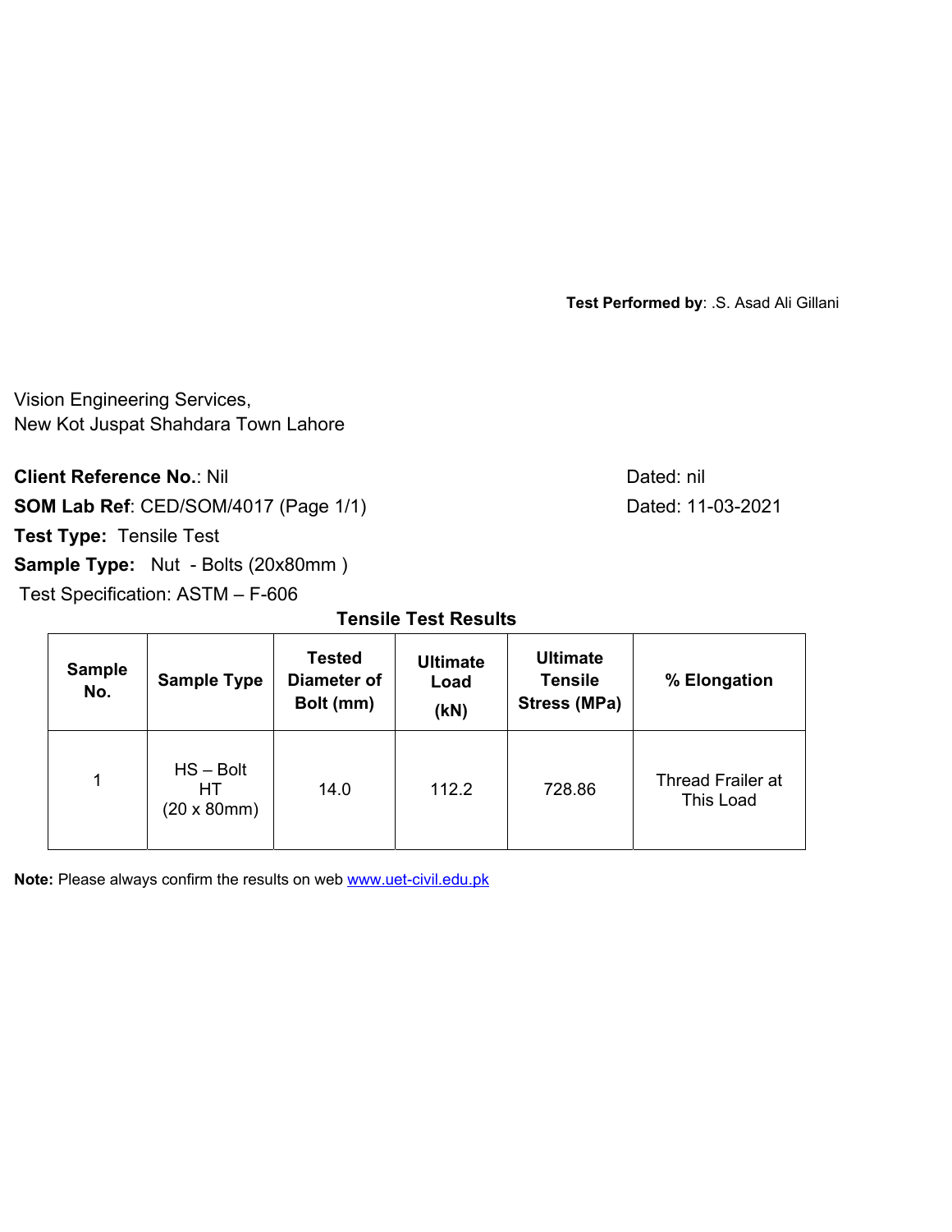**Test Performed by**: .S. Asad Ali Gillani

Vision Engineering Services,
New Kot Juspat Shahdara Town Lahore

**Client Reference No.**: Nil — Dated: nil

**SOM Lab Ref**: CED/SOM/4017 (Page 1/1) — Dated: 11-03-2021

**Test Type:** Tensile Test

**Sample Type:** Nut - Bolts (20x80mm )

Test Specification: ASTM – F-606

**Tensile Test Results**

| Sample No. | Sample Type | Tested Diameter of Bolt (mm) | Ultimate Load (kN) | Ultimate Tensile Stress (MPa) | % Elongation |
|---|---|---|---|---|---|
| 1 | HS – Bolt HT (20 x 80mm) | 14.0 | 112.2 | 728.86 | Thread Frailer at This Load |

**Note:** Please always confirm the results on web www.uet-civil.edu.pk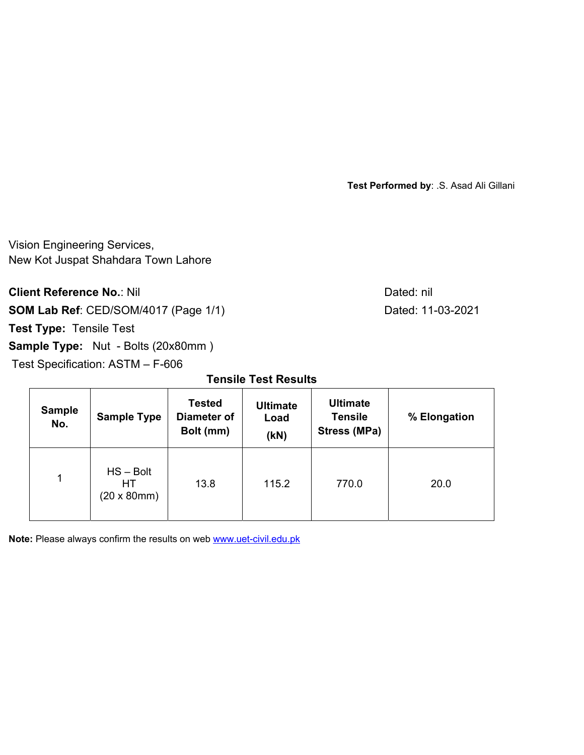**Test Performed by**: .S. Asad Ali Gillani

Vision Engineering Services,
New Kot Juspat Shahdara Town Lahore

**Client Reference No.**: Nil Dated: nil

**SOM Lab Ref**: CED/SOM/4017 (Page 1/1) Dated: 11-03-2021

**Test Type:** Tensile Test

**Sample Type:** Nut - Bolts (20x80mm )

Test Specification: ASTM – F-606

**Tensile Test Results**

| Sample No. | Sample Type | Tested Diameter of Bolt (mm) | Ultimate Load (kN) | Ultimate Tensile Stress (MPa) | % Elongation |
|---|---|---|---|---|---|
| 1 | HS – Bolt HT (20 x 80mm) | 13.8 | 115.2 | 770.0 | 20.0 |

**Note:** Please always confirm the results on web www.uet-civil.edu.pk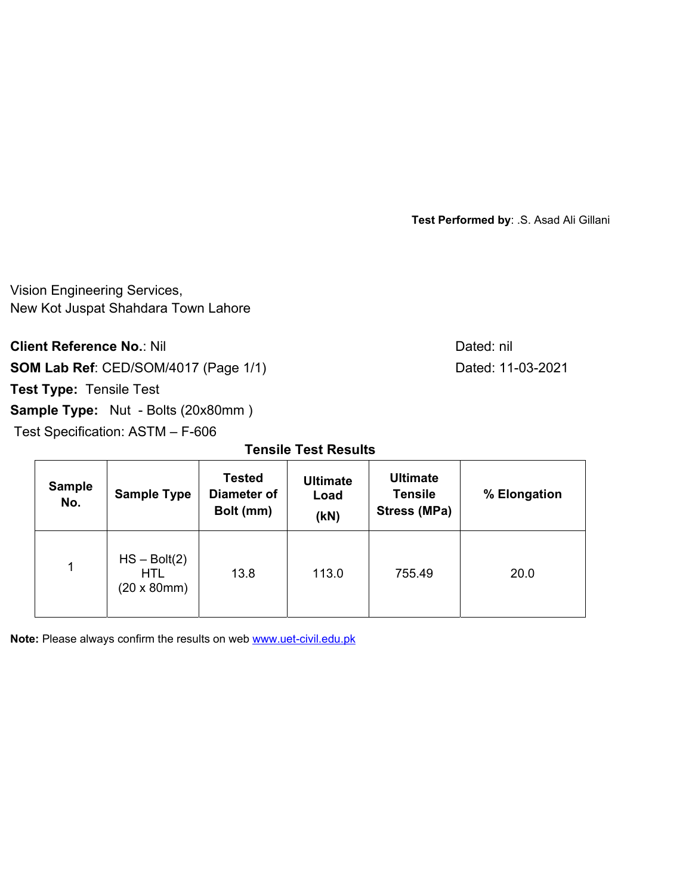**Test Performed by**: .S. Asad Ali Gillani

Vision Engineering Services,
New Kot Juspat Shahdara Town Lahore

**Client Reference No.**: Nil — Dated: nil

**SOM Lab Ref**: CED/SOM/4017 (Page 1/1) — Dated: 11-03-2021

**Test Type:** Tensile Test

**Sample Type:** Nut - Bolts (20x80mm )

Test Specification: ASTM – F-606

**Tensile Test Results**

| Sample No. | Sample Type | Tested Diameter of Bolt (mm) | Ultimate Load (kN) | Ultimate Tensile Stress (MPa) | % Elongation |
|---|---|---|---|---|---|
| 1 | HS – Bolt(2) HTL (20 x 80mm) | 13.8 | 113.0 | 755.49 | 20.0 |

**Note:** Please always confirm the results on web www.uet-civil.edu.pk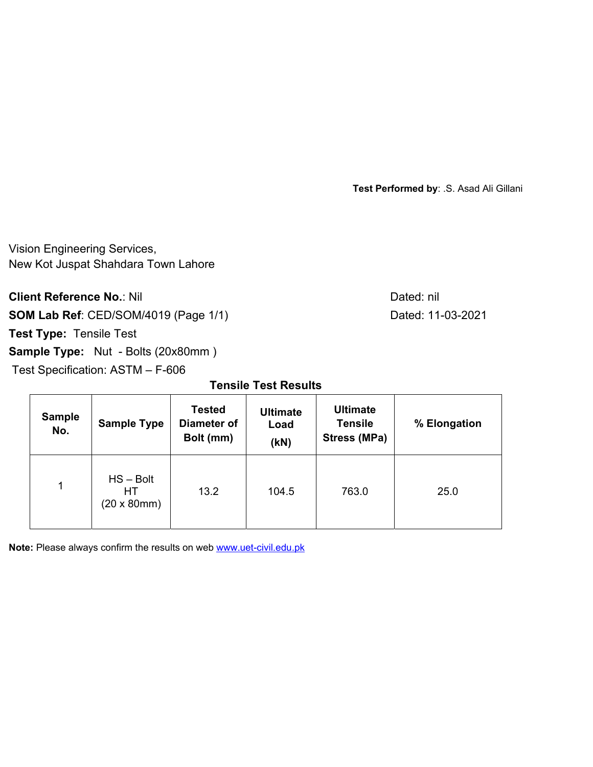**Test Performed by**: .S. Asad Ali Gillani

Vision Engineering Services,
New Kot Juspat Shahdara Town Lahore

**Client Reference No.**: Nil    Dated: nil

**SOM Lab Ref**: CED/SOM/4019 (Page 1/1)    Dated: 11-03-2021

**Test Type:** Tensile Test

**Sample Type:** Nut - Bolts (20x80mm )

Test Specification: ASTM – F-606

**Tensile Test Results**

| Sample No. | Sample Type | Tested Diameter of Bolt (mm) | Ultimate Load (kN) | Ultimate Tensile Stress (MPa) | % Elongation |
|---|---|---|---|---|---|
| 1 | HS – Bolt HT (20 x 80mm) | 13.2 | 104.5 | 763.0 | 25.0 |

**Note:** Please always confirm the results on web www.uet-civil.edu.pk